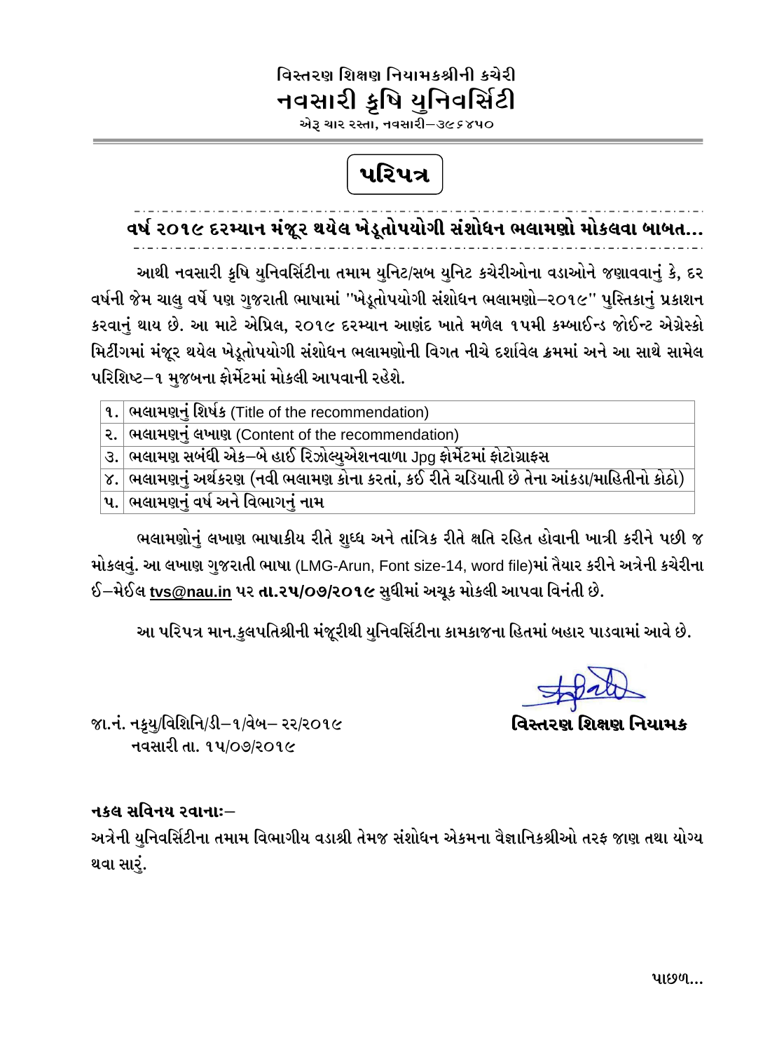**વિસ્તરણ શિક્ષણ નિયામકશ્રીની કચેરી**

# નવસારી કૃષિ યુનિવર્સિટી

**એરૂ ચાર રસ્તા, નવસારી–૩૯૬૪૫૦**

## પરિપત્ર

### વર્ષ ૨૦૧૯ દરમ્યાન મંજૂર થયેલ ખેડૂતોપયોગી સંશોધન ભલામણો મોકલવા બાબત...

આથી નવસારી કૃષિ યુનિવર્સિટીના તમામ યુનિટ/સબ યુનિટ કચેરીઓના વડાઓને જણાવવાનું કે, દર વર્ષની જેમ ચાલુ વર્ષે પણ ગુજરાતી ભાષામાં "ખેડૂતોપયોગી સંશોધન ભલામણો–૨૦૧૯" પુસ્તિકાનું પ્રકાશન કરવાનું થાય છે. આ માટે એપ્રિલ, ૨૦૧૯ દરમ્યાન આણંદ ખાતે મળેલ ૧૫મી કમ્બાઈન્ડ જોઈન્ટ એગ્રેસ્કો મિટીંગમાં મંજૂર થયેલ ખેડૂતોપયોગી સંશોધન ભલામણોની વિગત નીચે દર્શાવેલ ક્રમમાં અને આ સાથે સામેલ પરિશિષ્ટ–૧ મુજબના ફોર્મેટમાં મોકલી આપવાની રહેશે.

| | |
|---|---|
| ૧. | ભલામણનું શિર્ષક (Title of the recommendation) |
| ૨. | ભલામણનું લખાણ (Content of the recommendation) |
| ૩. | ભલામણ સબંધી એક–બે હાઈ રિઝોલ્યુએશનવાળા Jpg ફોર્મેટમાં ફોટોગ્રાફસ |
| ૪. | ભલામણનું અર્થકરણ (નવી ભલામણ કોના કરતાં, કઈ રીતે ચડિયાતી છે તેના આંકડા/માહિતીનો કોઠો) |
| ૫. | ભલામણનું વર્ષ અને વિભાગનું નામ |

ભલામણોનું લખાણ ભાષાકીય રીતે શુધ્ધ અને તાંત્રિક રીતે ક્ષતિ રહિત હોવાની ખાત્રી કરીને પછી જ મોકલવું. આ લખાણ ગુજરાતી ભાષા (LMG-Arun, Font size-14, word file)માં તૈયાર કરીને અત્રેની કચેરીના ઈ–મેઈલ **tvs@nau.in** પર **તા.૨૫/૦૭/૨૦૧૯** સુધીમાં અચૂક મોકલી આપવા વિનંતી છે.

આ પરિપત્ર માન.કુલપતિશ્રીની મંજૂરીથી યુનિવર્સિટીના કામકાજના હિતમાં બહાર પાડવામાં આવે છે.

**વિસ્તરણ શિક્ષણ નિયામક**

જા.નં. નકૃયુ/વિશિનિ/ડી–૧/વેબ– ૨૨/૨૦૧૯
નવસારી તા. ૧૫/૦૭/૨૦૧૯

**નકલ સવિનય રવાનાઃ–**

અત્રેની યુનિવર્સિટીના તમામ વિભાગીય વડાશ્રી તેમજ સંશોધન એકમના વૈજ્ઞાનિકશ્રીઓ તરફ જાણ તથા યોગ્ય થવા સારૂં.

પાછળ...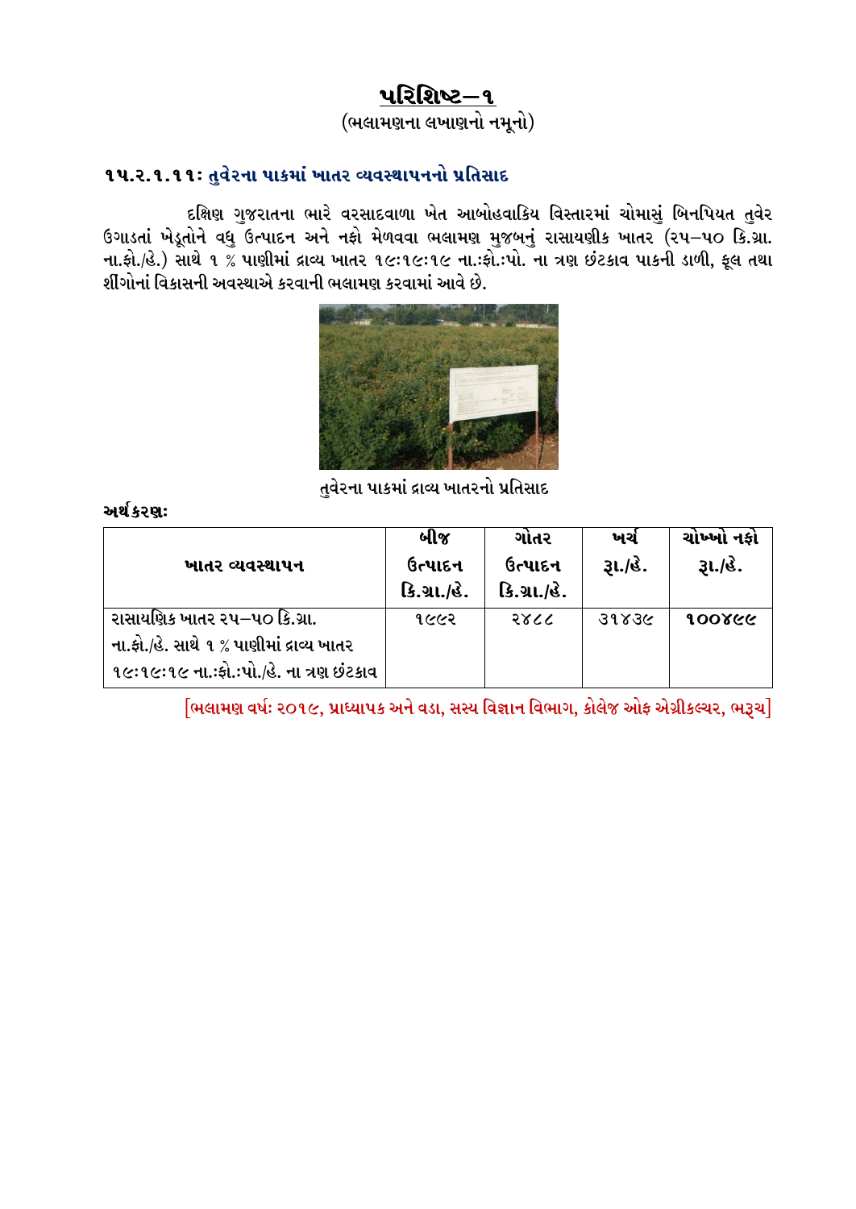# પરિશિષ્ટ–૧

(ભલામણના લખાણનો નમૂનો)

## ૧૫.૨.૧.૧૧: તુવેરના પાકમાં ખાતર વ્યવસ્થાપનનો પ્રતિસાદ

દક્ષિણ ગુજરાતના ભારે વરસાદવાળા ખેત આબોહવાકિય વિસ્તારમાં ચોમાસું બિનપિયત તુવેર ઉગાડતાં ખેડૂતોને વધુ ઉત્પાદન અને નફો મેળવવા ભલામણ મુજબનું રાસાયણીક ખાતર (૨૫–૫૦ કિ.ગ્રા. ના.ફો./હે.) સાથે ૧ % પાણીમાં દ્રાવ્ય ખાતર ૧૯:૧૯:૧૯ ના.:ફો.:પો. ના ત્રણ છંટકાવ પાકની ડાળી, ફૂલ તથા શીંગોનાં વિકાસની અવસ્થાએ કરવાની ભલામણ કરવામાં આવે છે.

તુવેરના પાકમાં દ્રાવ્ય ખાતરનો પ્રતિસાદ

**અર્થકરણ:**

| ખાતર વ્યવસ્થાપન | બીજ ઉત્પાદન કિ.ગ્રા./હે. | ગોતર ઉત્પાદન કિ.ગ્રા./હે. | ખર્ચ રૂા./હે. | ચોખ્ખો નફો રૂા./હે. |
|---|---|---|---|---|
| રાસાયણિક ખાતર ૨૫–૫૦ કિ.ગ્રા. ના.ફો./હે. સાથે ૧ % પાણીમાં દ્રાવ્ય ખાતર ૧૯:૧૯:૧૯ ના.:ફો.:પો./હે. ના ત્રણ છંટકાવ | ૧૯૯૨ | ૨૪૮૮ | ૩૧૪૩૯ | **૧૦૦૪૯૯** |

[ભલામણ વર્ષ: ૨૦૧૯, પ્રાધ્યાપક અને વડા, સસ્ય વિજ્ઞાન વિભાગ, કોલેજ ઓફ એગ્રીકલ્ચર, ભરૂચ]